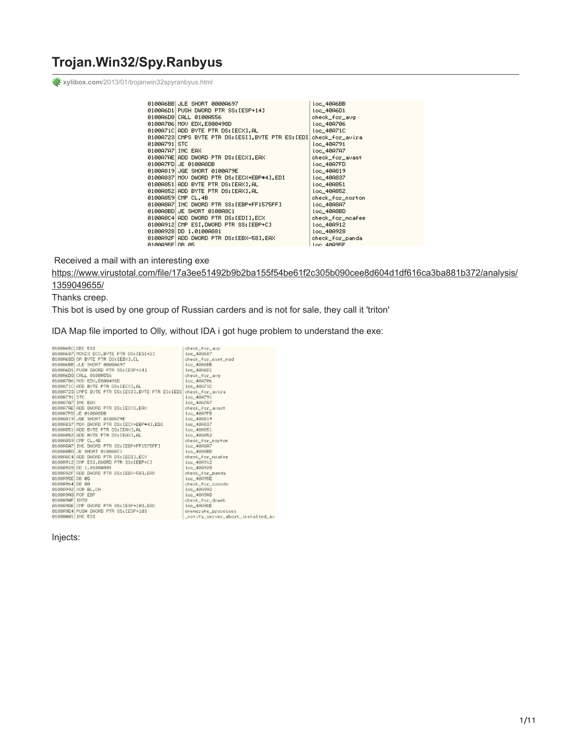# Trojan.Win32/Spy.Ranbyus

xylibox.com/2013/01/trojanwin32spyranbyus.html

```
0100A6BB JLE SHORT 0000A697                          loc_40A6BB
0100A6D1 PUSH DWORD PTR SS:[ESP+14]                  loc_40A6D1
0100A6D8 CALL 0100A556                               check_for_avg
0100A706 MOV EDX,E800498D                            loc_40A706
0100A71C ADD BYTE PTR DS:[ECX],AL                    loc_40A71C
0100A723 CMPS BYTE PTR DS:[ESI],BYTE PTR ES:[EDI     check_for_avira
0100A791 STC                                         loc_40A791
0100A7A7 INC EAX                                     loc_40A7A7
0100A7AE ADD DWORD PTR DS:[ECX],EAX                  check_for_avast
0100A7FD JE 0100A8DB                                 loc_40A7FD
0100A819 JGE SHORT 0100A79E                          loc_40A819
0100A837 MOV DWORD PTR DS:[ECX+EBP*4],EDI            loc_40A837
0100A851 ADD BYTE PTR DS:[EAX],AL                    loc_40A851
0100A852 ADD BYTE PTR DS:[EAX],AL                    loc_40A852
0100A859 CMP CL,4B                                   check_for_norton
0100A8A7 INC DWORD PTR SS:[EBP+FF1575FF]             loc_40A8A7
0100A8BD JE SHORT 0100A8C1                           loc_40A8BD
0100A8C4 ADD DWORD PTR DS:[EDI],ECX                  check_for_mcafee
0100A912 CMP ESI,DWORD PTR SS:[EBP+C]                loc_40A912
0100A928 DD 1.0100A881                               loc_40A928
0100A92F ADD DWORD PTR DS:[EBX-58],EAX               check_for_panda
0100A95E DB 05                                       loc_40A95E
```

Received a mail with an interesting exe

https://www.virustotal.com/file/17a3ee51492b9b2ba155f54be61f2c305b090cee8d604d1df616ca3ba881b372/analysis/1359049655/

Thanks creep.

This bot is used by one group of Russian carders and is not for sale, they call it 'triton'

IDA Map file imported to Olly, without IDA i got huge problem to understand the exe:

```
0100A65C DEC ESI                                     check_for_avp
0100A687 MOVZX ECX,BYTE PTR DS:[ESI+2]               loc_40A687
0100A68D OR BYTE PTR DS:[EBX],CL                     check_for_eset_nod
0100A6BB JLE SHORT 0000A697                          loc_40A6BB
0100A6D1 PUSH DWORD PTR SS:[ESP+14]                  loc_40A6D1
0100A6D8 CALL 0100A556                               check_for_avg
0100A706 MOV EDX,E800498D                            loc_40A706
0100A71C ADD BYTE PTR DS:[ECX],AL                    loc_40A71C
0100A723 CMPS BYTE PTR DS:[ESI],BYTE PTR ES:[EDI     check_for_avira
0100A791 STC                                         loc_40A791
0100A7A7 INC EAX                                     loc_40A7A7
0100A7AE ADD DWORD PTR DS:[ECX],EAX                  check_for_avast
0100A7FD JE 0100A8DB                                 loc_40A7FD
0100A819 JGE SHORT 0100A79E                          loc_40A819
0100A837 MOV DWORD PTR DS:[ECX+EBP*4],EDI            loc_40A837
0100A851 ADD BYTE PTR DS:[EAX],AL                    loc_40A851
0100A852 ADD BYTE PTR DS:[EAX],AL                    loc_40A852
0100A859 CMP CL,4B                                   check_for_norton
0100A8A7 INC DWORD PTR SS:[EBP+FF1575FF]             loc_40A8A7
0100A8BD JE SHORT 0100A8C1                           loc_40A8BD
0100A8C4 ADD DWORD PTR DS:[EDI],ECX                  check_for_mcafee
0100A912 CMP ESI,DWORD PTR SS:[EBP+C]                loc_40A912
0100A928 DD 1.0100A881                               loc_40A928
0100A92F ADD DWORD PTR DS:[EBX-58],EAX               check_for_panda
0100A95E DB 05                                       loc_40A95E
0100A964 DB 00                                       check_for_comodo
0100A992 XOR BL,CH                                   loc_40A992
0100A9A8 POP EBP                                     loc_40A9A8
0100A9AF INTO                                        check_for_drweb
0100A9DE CMP DWORD PTR SS:[ESP+10],EAX               loc_40A9DE
0100A9E4 PUSH DWORD PTR SS:[ESP+10]                  enumerate_processes
0100AA01 INC ESI                                     _notify_server_about_installed_av
```

Injects: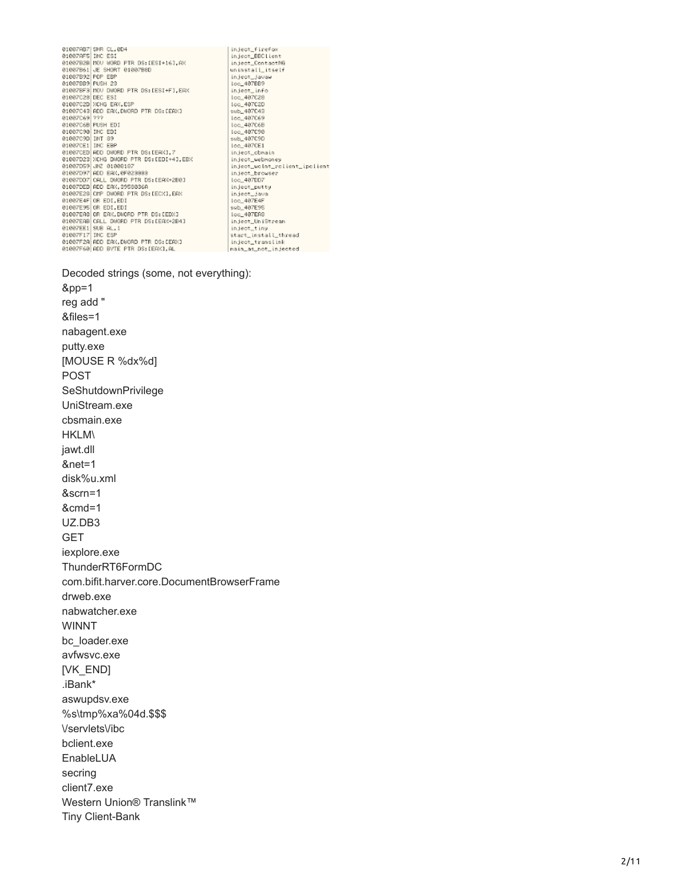```
01007AB7 SHR CL,0D4                        inject_firefox
01007AF5 INC ESI                           inject_BBClient
01007B2B MOV WORD PTR DS:[ESI+16],AX       inject_ContactNG
01007B61 JE SHORT 01007B8D                 uninstall_itself
01007B92 POP EBP                           inject_javaw
01007BB9 PUSH 23                           loc_407BB9
01007BF3 MOV DWORD PTR DS:[ESI+F],EAX      inject_info
01007C28 DEC ESI                           loc_407C28
01007C2D XCHG EAX,ESP                      loc_407C2D
01007C43 ADD EAX,DWORD PTR DS:[EAX]        sub_407C43
01007C69 ???                               loc_407C69
01007C6B PUSH EDI                          loc_407C6B
01007C90 INC EDI                           loc_407C90
01007C9D INT 89                            sub_407C9D
01007CE1 INC EBP                           loc_407CE1
01007CED ADD DWORD PTR DS:[EAX],7          inject_cbmain
01007D23 XCHG DWORD PTR DS:[EDI+4],EBX     inject_webmoney
01007D59 JNZ 01008187                      inject_wclnt_rclient_ipclient
01007D97 ADD EAX,0F023883                  inject_browser
01007DD7 CALL DWORD PTR DS:[EAX+2B0]       loc_407DD7
01007DED ADD EAX,3958036A                  inject_putty
01007E28 CMP DWORD PTR DS:[ECX],EAX        inject_java
01007E4F OR EDI,EDI                        loc_407E4F
01007E95 OR EDI,EDI                        sub_407E95
01007EA8 OR EAX,DWORD PTR DS:[EDX]         loc_407EA8
01007EAB CALL DWORD PTR DS:[EAX+2B4]       inject_UniStream
01007EE1 SUB AL,1                          inject_tiny
01007F17 INC ESP                           start_install_thread
01007F2A ADD EAX,DWORD PTR DS:[EAX]        inject_translink
01007F60 ADD BYTE PTR DS:[EAX],AL          main_as_not_injected
```

Decoded strings (some, not everything):

&pp=1

reg add "

&files=1

nabagent.exe

putty.exe

[MOUSE R %dx%d]

POST

SeShutdownPrivilege

UniStream.exe

cbsmain.exe

HKLM\

jawt.dll

&net=1

disk%u.xml

&scrn=1

&cmd=1

UZ.DB3

GET

iexplore.exe

ThunderRT6FormDC

com.bifit.harver.core.DocumentBrowserFrame

drweb.exe

nabwatcher.exe

WINNT

bc_loader.exe

avfwsvc.exe

[VK_END]

.iBank*

aswupdsv.exe

%s\tmp%xa%04d.$$$

\/servlets\/ibc

bclient.exe

EnableLUA

secring

client7.exe

Western Union® Translink™

Tiny Client-Bank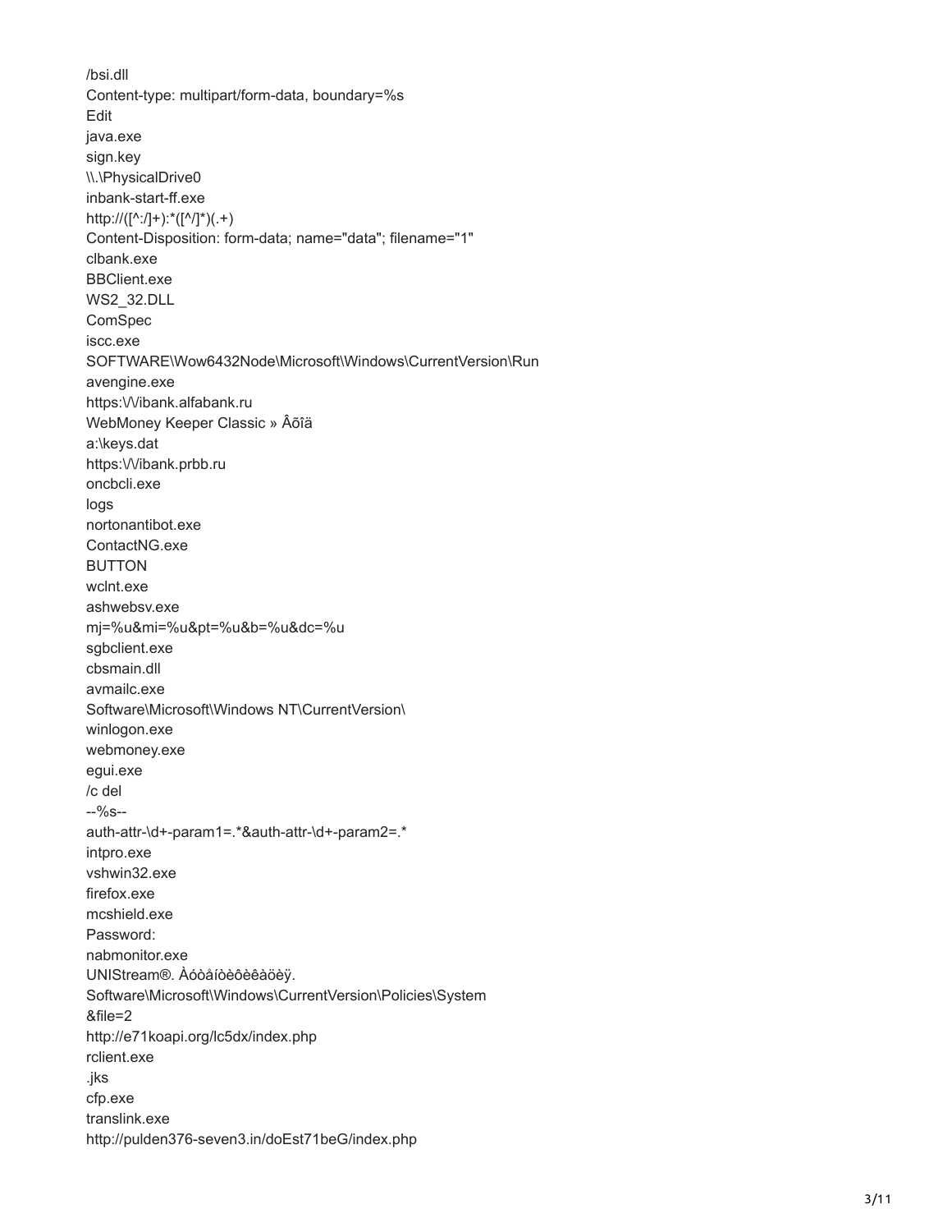/bsi.dll
Content-type: multipart/form-data, boundary=%s
Edit
java.exe
sign.key
\\.\PhysicalDrive0
inbank-start-ff.exe
http://([^:/]+):*([^/]*)(.+)
Content-Disposition: form-data; name="data"; filename="1"
clbank.exe
BBClient.exe
WS2_32.DLL
ComSpec
iscc.exe
SOFTWARE\Wow6432Node\Microsoft\Windows\CurrentVersion\Run
avengine.exe
https:\/\/ibank.alfabank.ru
WebMoney Keeper Classic » Âõîä
a:\keys.dat
https:\/\/ibank.prbb.ru
oncbcli.exe
logs
nortonantibot.exe
ContactNG.exe
BUTTON
wclnt.exe
ashwebsv.exe
mj=%u&mi=%u&pt=%u&b=%u&dc=%u
sgbclient.exe
cbsmain.dll
avmailc.exe
Software\Microsoft\Windows NT\CurrentVersion\
winlogon.exe
webmoney.exe
egui.exe
/c del
--%s--
auth-attr-\d+-param1=.*&auth-attr-\d+-param2=.*
intpro.exe
vshwin32.exe
firefox.exe
mcshield.exe
Password:
nabmonitor.exe
UNIStream®. Àóòåíòèôèêàöèÿ.
Software\Microsoft\Windows\CurrentVersion\Policies\System
&file=2
http://e71koapi.org/lc5dx/index.php
rclient.exe
.jks
cfp.exe
translink.exe
http://pulden376-seven3.in/doEst71beG/index.php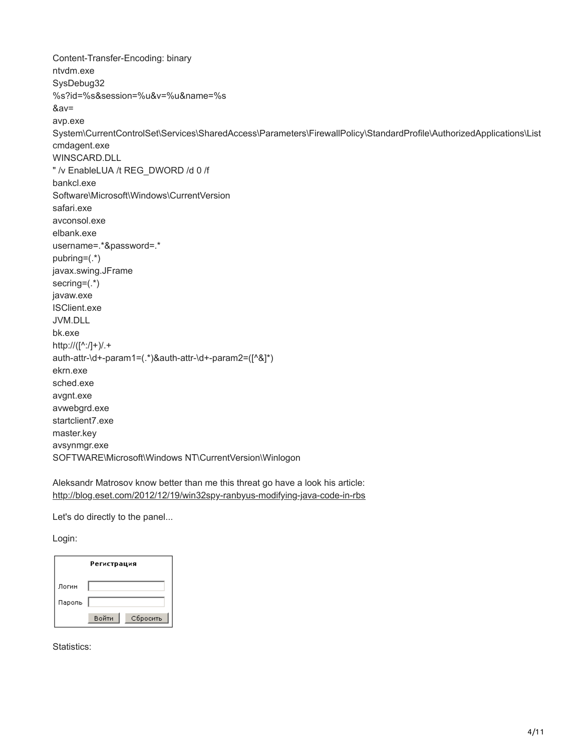```
Content-Transfer-Encoding: binary
ntvdm.exe
SysDebug32
%s?id=%s&session=%u&v=%u&name=%s
&av=
avp.exe
System\CurrentControlSet\Services\SharedAccess\Parameters\FirewallPolicy\StandardProfile\AuthorizedApplications\List
cmdagent.exe
WINSCARD.DLL
" /v EnableLUA /t REG_DWORD /d 0 /f
bankcl.exe
Software\Microsoft\Windows\CurrentVersion
safari.exe
avconsol.exe
elbank.exe
username=.*&password=.*
pubring=(.*)
javax.swing.JFrame
secring=(.*)
javaw.exe
ISClient.exe
JVM.DLL
bk.exe
http://([^:/]+)/.+
auth-attr-\d+-param1=(.*)&auth-attr-\d+-param2=([^&]*)
ekrn.exe
sched.exe
avgnt.exe
avwebgrd.exe
startclient7.exe
master.key
avsynmgr.exe
SOFTWARE\Microsoft\Windows NT\CurrentVersion\Winlogon
```

Aleksandr Matrosov know better than me this threat go have a look his article:
http://blog.eset.com/2012/12/19/win32spy-ranbyus-modifying-java-code-in-rbs

Let's do directly to the panel...

Login:

Регистрация

Логин

Пароль

Войти Сбросить

Statistics: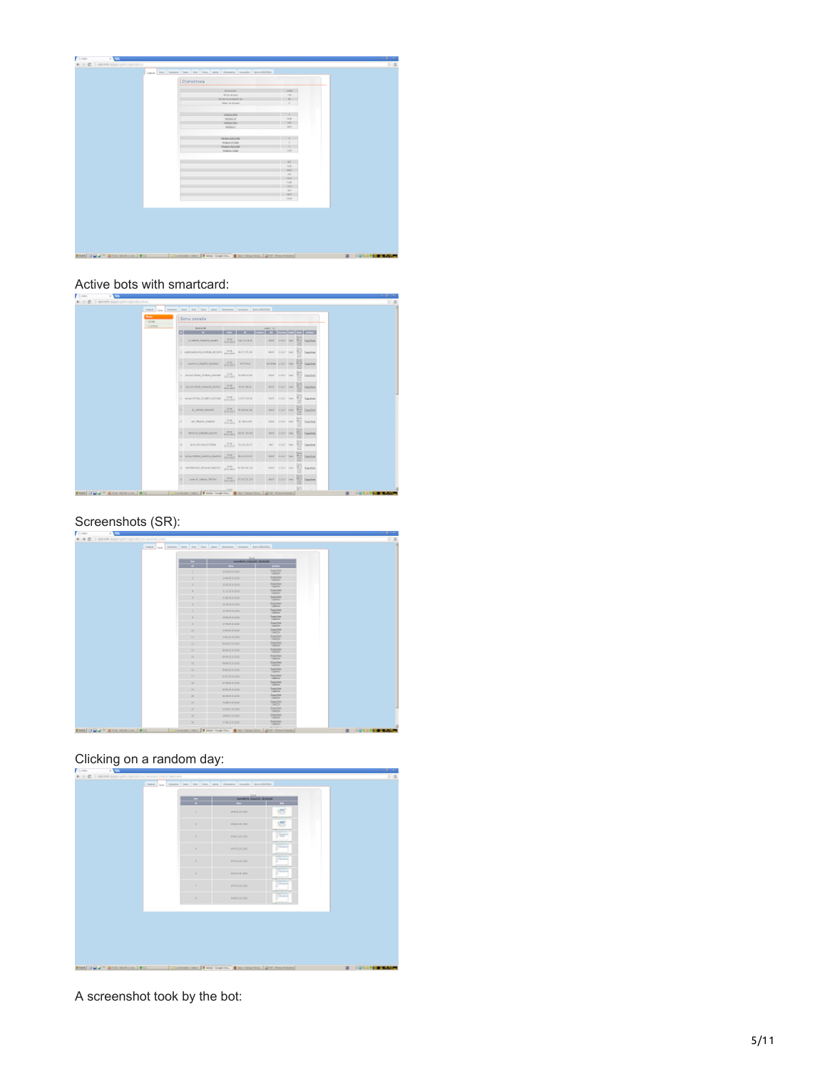Active bots with smartcard:

Screenshots (SR):

Clicking on a random day:

A screenshot took by the bot: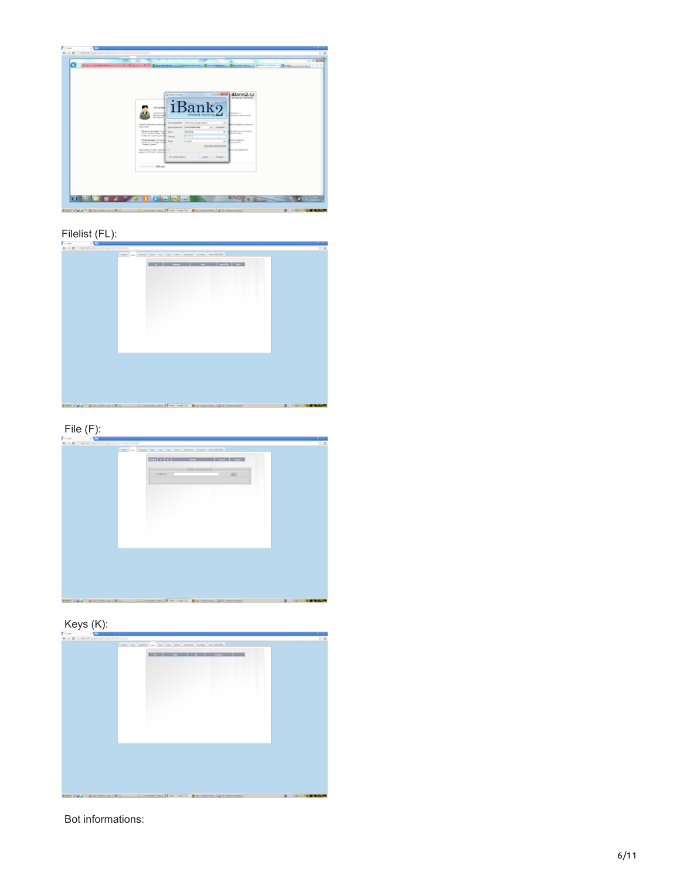Filelist (FL):

File (F):

Keys (K):

Bot informations: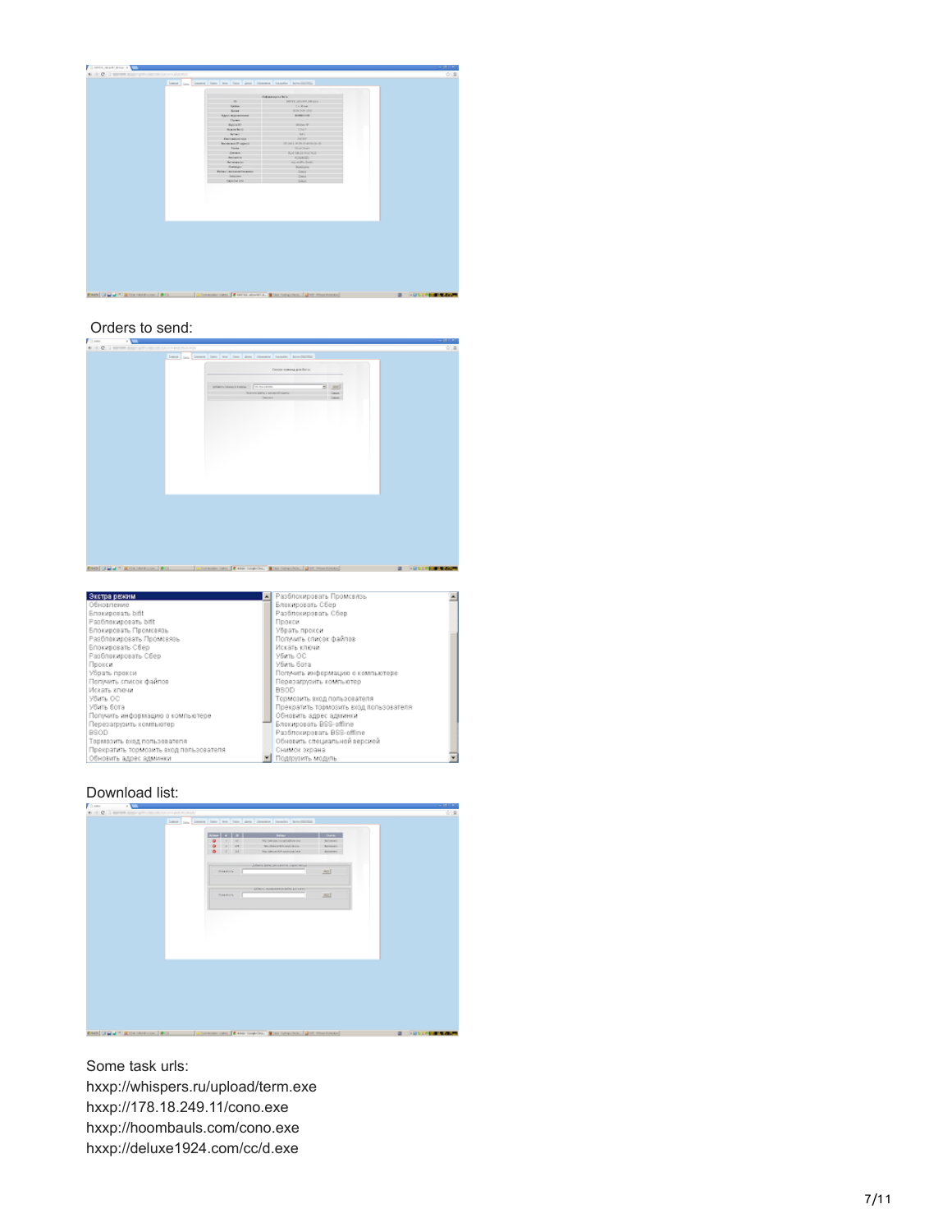Orders to send:

| Экстра режим | Разблокировать Промсвязь |
|---|---|
| Обновление | Блокировать Сбер |
| Блокировать bifit | Разблокировать Сбер |
| Разблокировать bifit | Прокси |
| Блокировать Промсвязь | Убрать прокси |
| Разблокировать Промсвязь | Получить список файлов |
| Блокировать Сбер | Искать ключи |
| Разблокировать Сбер | Убить ОС |
| Прокси | Убить бота |
| Убрать прокси | Получить информацию о компьютере |
| Получить список файлов | Перезагрузить компьютер |
| Искать ключи | BSOD |
| Убить ОС | Тормозить вход пользователя |
| Убить бота | Прекратить тормозить вход пользователя |
| Получить информацию о компьютере | Обновить адрес админки |
| Перезагрузить компьютер | Блокировать BSS-offline |
| BSOD | Разблокировать BSS-offline |
| Тормозить вход пользователя | Обновить специальной версией |
| Прекратить тормозить вход пользователя | Снимок экрана |
| Обновить адрес админки | Подгрузить модуль |

Download list:

Some task urls:

hxxp://whispers.ru/upload/term.exe
hxxp://178.18.249.11/cono.exe
hxxp://hoombauls.com/cono.exe
hxxp://deluxe1924.com/cc/d.exe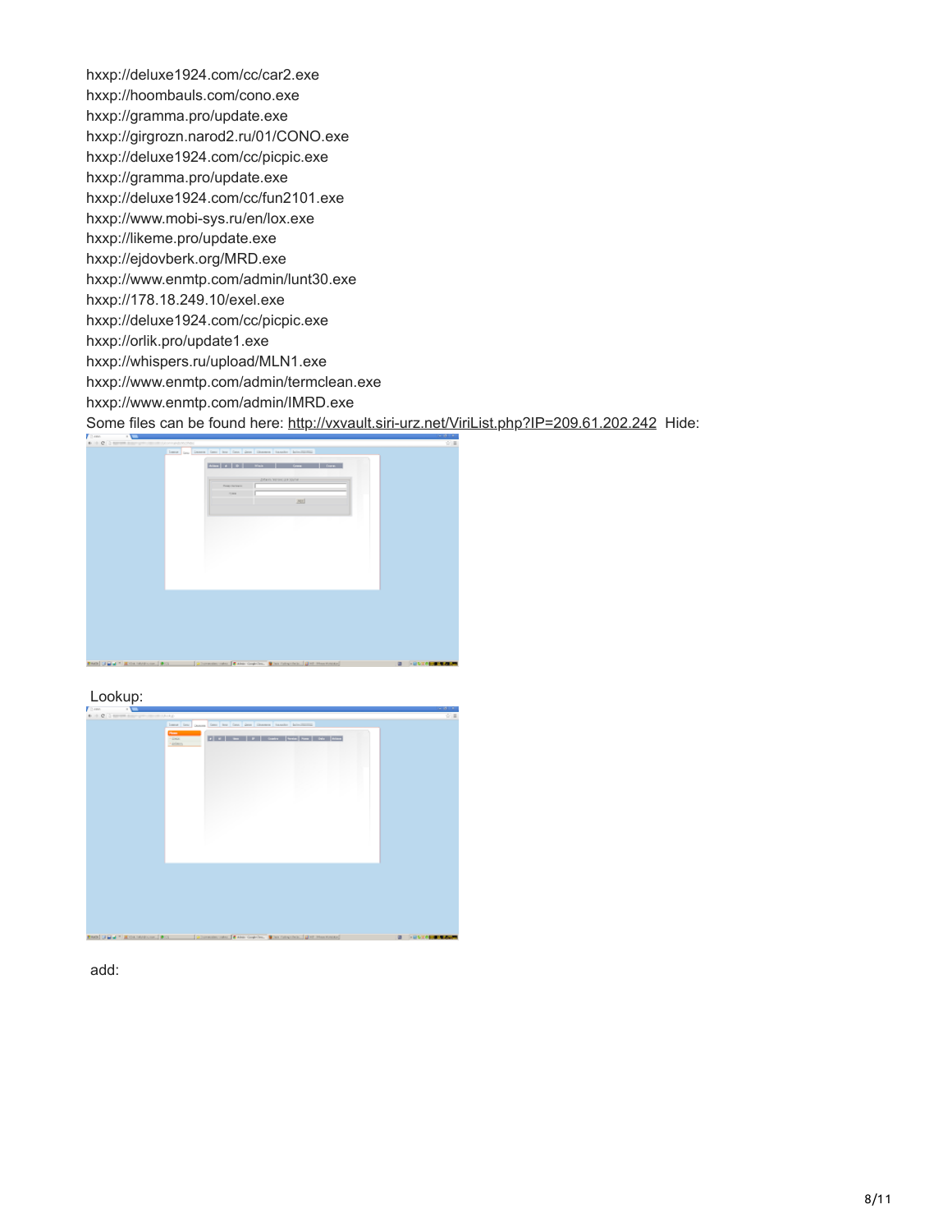hxxp://deluxe1924.com/cc/car2.exe
hxxp://hoombauls.com/cono.exe
hxxp://gramma.pro/update.exe
hxxp://girgrozn.narod2.ru/01/CONO.exe
hxxp://deluxe1924.com/cc/picpic.exe
hxxp://gramma.pro/update.exe
hxxp://deluxe1924.com/cc/fun2101.exe
hxxp://www.mobi-sys.ru/en/lox.exe
hxxp://likeme.pro/update.exe
hxxp://ejdovberk.org/MRD.exe
hxxp://www.enmtp.com/admin/lunt30.exe
hxxp://178.18.249.10/exel.exe
hxxp://deluxe1924.com/cc/picpic.exe
hxxp://orlik.pro/update1.exe
hxxp://whispers.ru/upload/MLN1.exe
hxxp://www.enmtp.com/admin/termclean.exe
hxxp://www.enmtp.com/admin/IMRD.exe
Some files can be found here: http://vxvault.siri-urz.net/ViriList.php?IP=209.61.202.242 Hide:

Lookup:

add: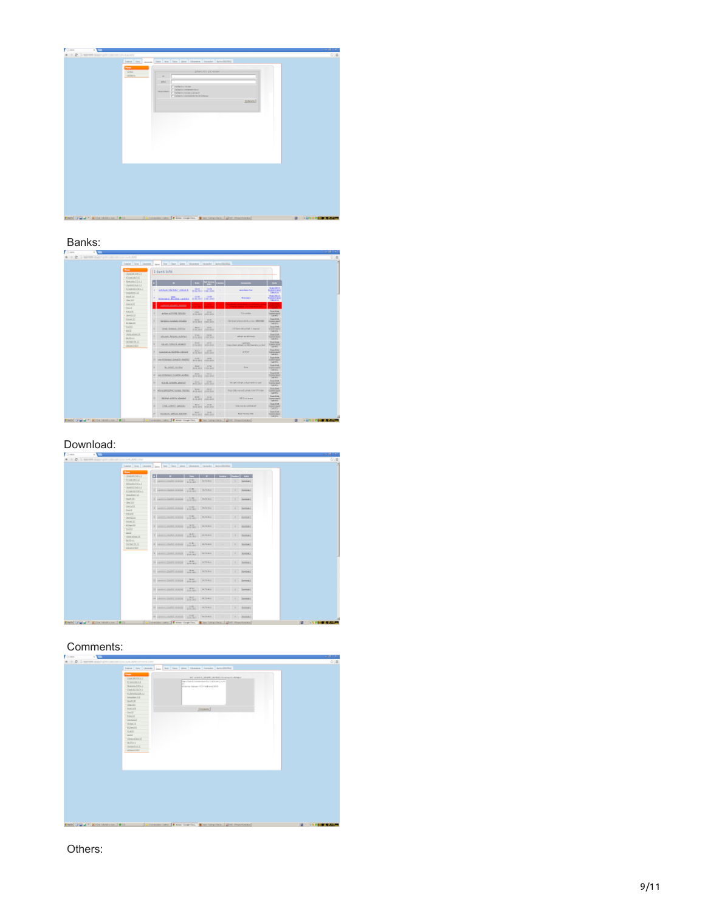Banks:

Download:

Comments:

Others: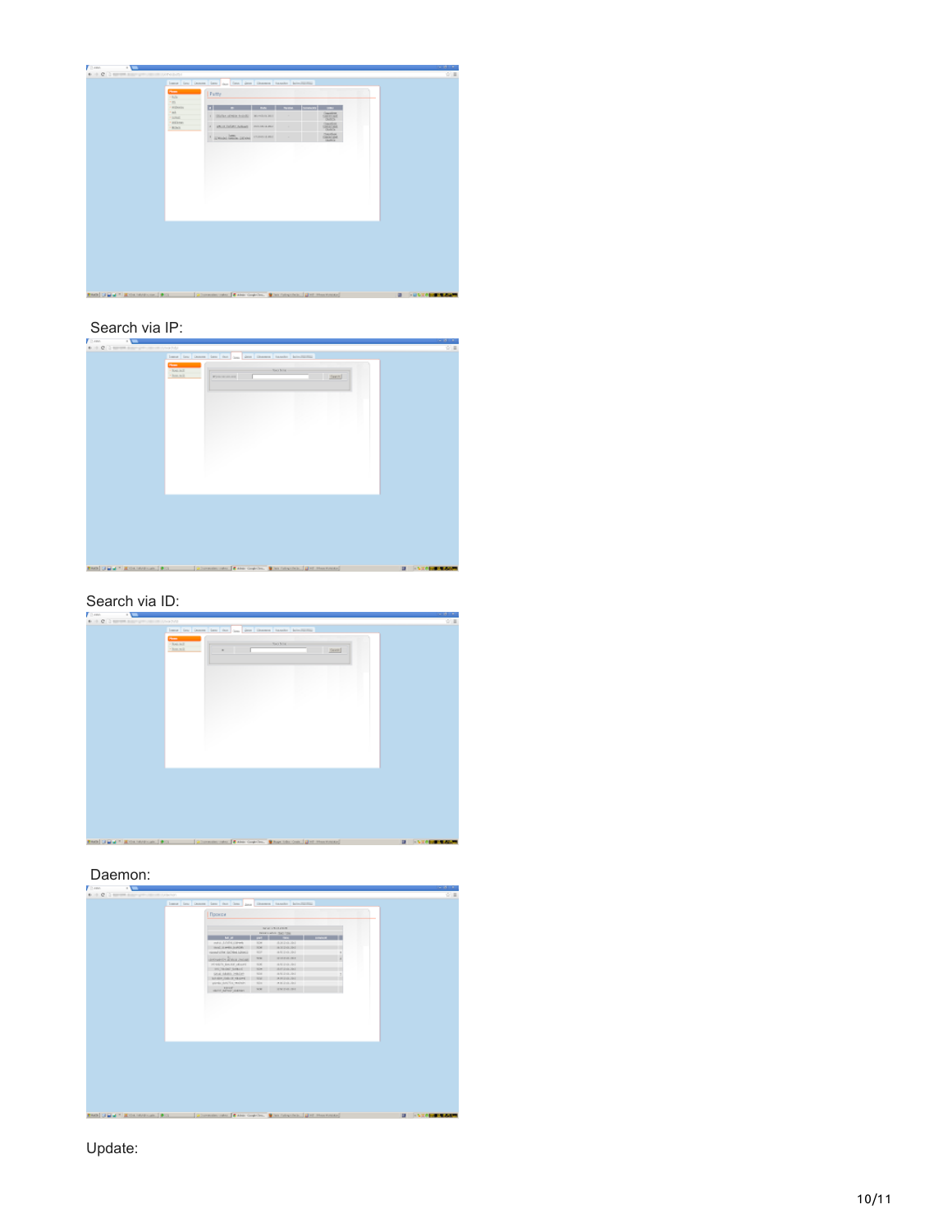Search via IP:

Search via ID:

Daemon:

Update: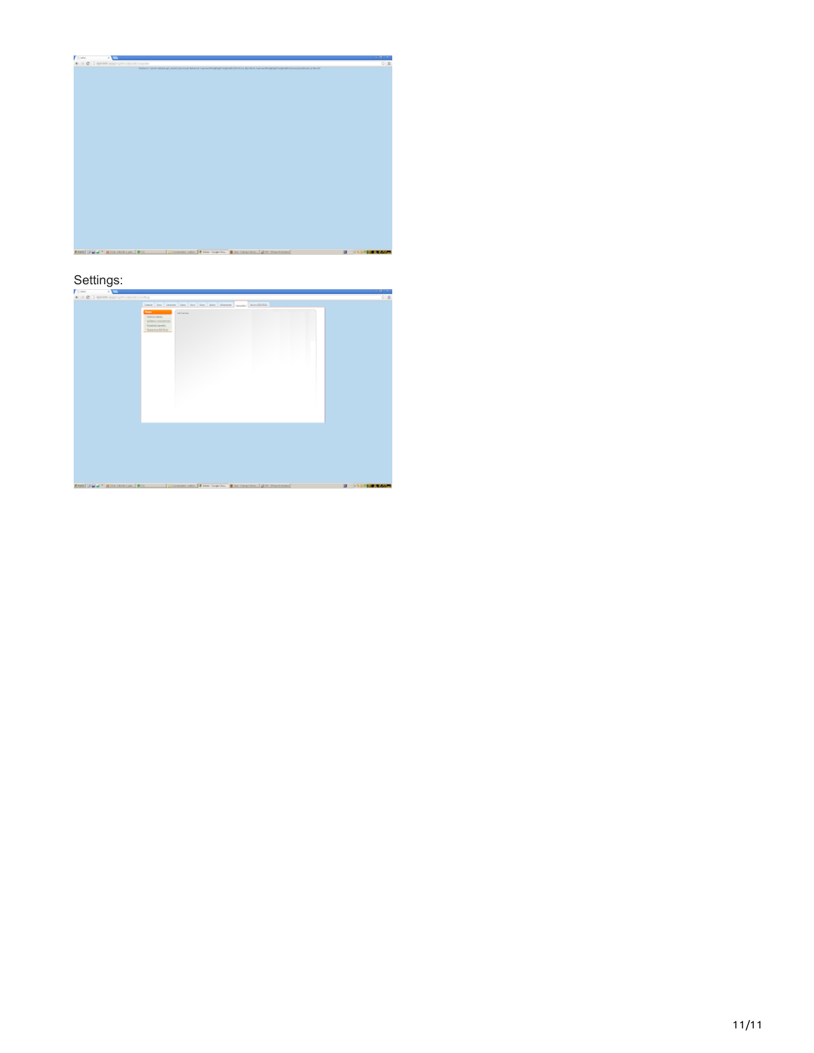Settings: